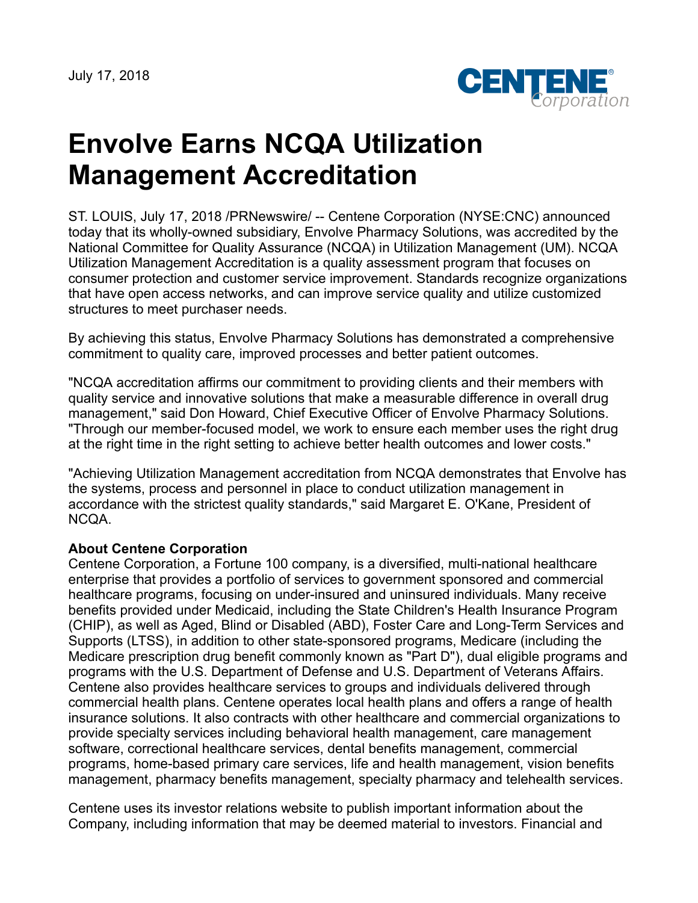July 17, 2018

# Envolve Earns NCQA Utilization Management Accreditation

ST. LOUIS, July 17, 2018 /PRNewswire/ -- Centene Corporation (NYSE:CNC) announced today that its wholly-owned subsidiary, Envolve Pharmacy Solutions, was accredited by the National Committee for Quality Assurance (NCQA) in Utilization Management (UM). NCQA Utilization Management Accreditation is a quality assessment program that focuses on consumer protection and customer service improvement. Standards recognize organizations that have open access networks, and can improve service quality and utilize customized structures to meet purchaser needs.

By achieving this status, Envolve Pharmacy Solutions has demonstrated a comprehensive commitment to quality care, improved processes and better patient outcomes.

"NCQA accreditation affirms our commitment to providing clients and their members with quality service and innovative solutions that make a measurable difference in overall drug management," said Don Howard, Chief Executive Officer of Envolve Pharmacy Solutions. "Through our member-focused model, we work to ensure each member uses the right drug at the right time in the right setting to achieve better health outcomes and lower costs."

"Achieving Utilization Management accreditation from NCQA demonstrates that Envolve has the systems, process and personnel in place to conduct utilization management in accordance with the strictest quality standards," said Margaret E. O'Kane, President of NCQA.

**About Centene Corporation**
Centene Corporation, a Fortune 100 company, is a diversified, multi-national healthcare enterprise that provides a portfolio of services to government sponsored and commercial healthcare programs, focusing on under-insured and uninsured individuals. Many receive benefits provided under Medicaid, including the State Children's Health Insurance Program (CHIP), as well as Aged, Blind or Disabled (ABD), Foster Care and Long-Term Services and Supports (LTSS), in addition to other state-sponsored programs, Medicare (including the Medicare prescription drug benefit commonly known as "Part D"), dual eligible programs and programs with the U.S. Department of Defense and U.S. Department of Veterans Affairs. Centene also provides healthcare services to groups and individuals delivered through commercial health plans. Centene operates local health plans and offers a range of health insurance solutions. It also contracts with other healthcare and commercial organizations to provide specialty services including behavioral health management, care management software, correctional healthcare services, dental benefits management, commercial programs, home-based primary care services, life and health management, vision benefits management, pharmacy benefits management, specialty pharmacy and telehealth services.

Centene uses its investor relations website to publish important information about the Company, including information that may be deemed material to investors. Financial and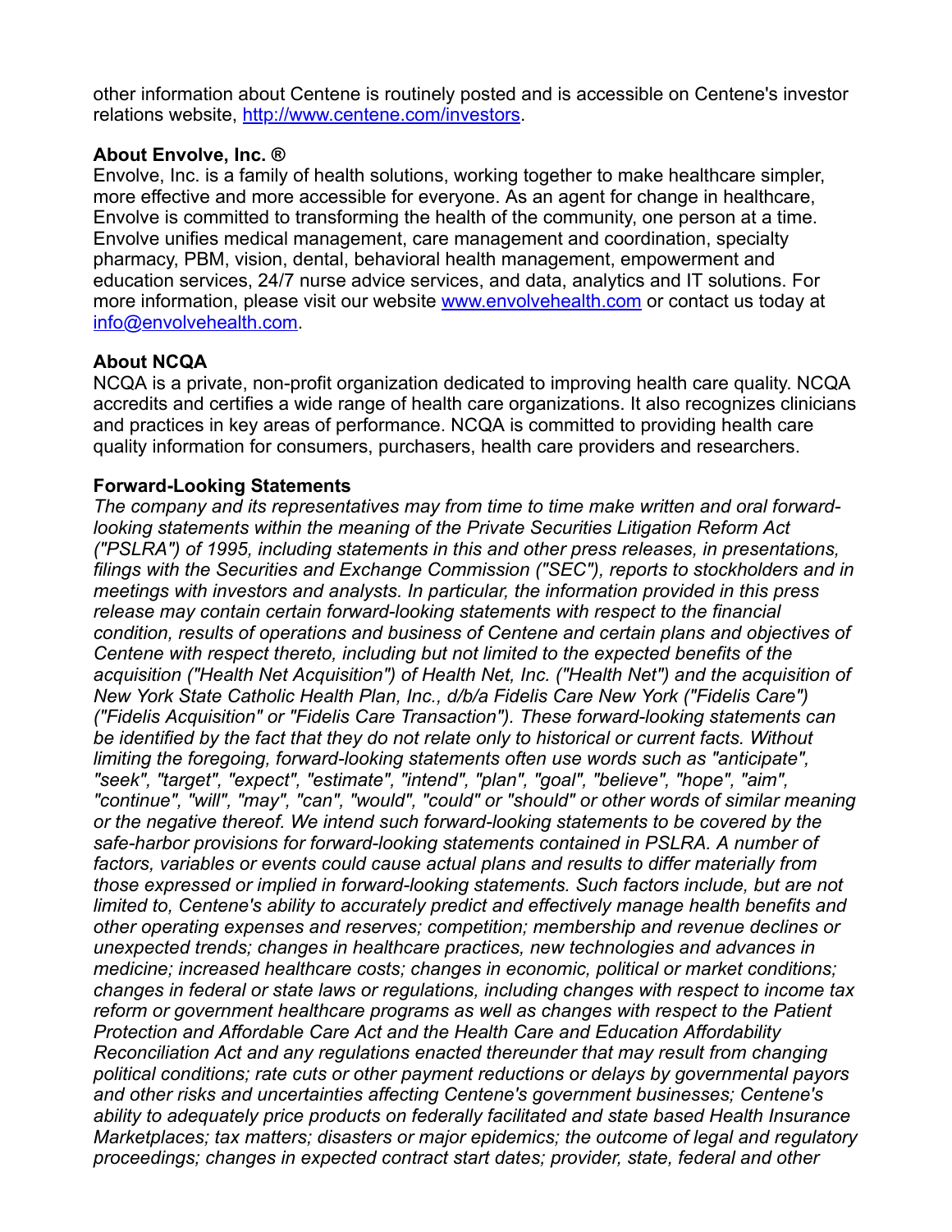other information about Centene is routinely posted and is accessible on Centene's investor relations website, [http://www.centene.com/investors](http://www.centene.com/investors).

**About Envolve, Inc. ®**

Envolve, Inc. is a family of health solutions, working together to make healthcare simpler, more effective and more accessible for everyone. As an agent for change in healthcare, Envolve is committed to transforming the health of the community, one person at a time. Envolve unifies medical management, care management and coordination, specialty pharmacy, PBM, vision, dental, behavioral health management, empowerment and education services, 24/7 nurse advice services, and data, analytics and IT solutions. For more information, please visit our website [www.envolvehealth.com](www.envolvehealth.com) or contact us today at [info@envolvehealth.com](mailto:info@envolvehealth.com).

**About NCQA**

NCQA is a private, non-profit organization dedicated to improving health care quality. NCQA accredits and certifies a wide range of health care organizations. It also recognizes clinicians and practices in key areas of performance. NCQA is committed to providing health care quality information for consumers, purchasers, health care providers and researchers.

**Forward-Looking Statements**

*The company and its representatives may from time to time make written and oral forward-looking statements within the meaning of the Private Securities Litigation Reform Act ("PSLRA") of 1995, including statements in this and other press releases, in presentations, filings with the Securities and Exchange Commission ("SEC"), reports to stockholders and in meetings with investors and analysts. In particular, the information provided in this press release may contain certain forward-looking statements with respect to the financial condition, results of operations and business of Centene and certain plans and objectives of Centene with respect thereto, including but not limited to the expected benefits of the acquisition ("Health Net Acquisition") of Health Net, Inc. ("Health Net") and the acquisition of New York State Catholic Health Plan, Inc., d/b/a Fidelis Care New York ("Fidelis Care") ("Fidelis Acquisition" or "Fidelis Care Transaction"). These forward-looking statements can be identified by the fact that they do not relate only to historical or current facts. Without limiting the foregoing, forward-looking statements often use words such as "anticipate", "seek", "target", "expect", "estimate", "intend", "plan", "goal", "believe", "hope", "aim", "continue", "will", "may", "can", "would", "could" or "should" or other words of similar meaning or the negative thereof. We intend such forward-looking statements to be covered by the safe-harbor provisions for forward-looking statements contained in PSLRA. A number of factors, variables or events could cause actual plans and results to differ materially from those expressed or implied in forward-looking statements. Such factors include, but are not limited to, Centene's ability to accurately predict and effectively manage health benefits and other operating expenses and reserves; competition; membership and revenue declines or unexpected trends; changes in healthcare practices, new technologies and advances in medicine; increased healthcare costs; changes in economic, political or market conditions; changes in federal or state laws or regulations, including changes with respect to income tax reform or government healthcare programs as well as changes with respect to the Patient Protection and Affordable Care Act and the Health Care and Education Affordability Reconciliation Act and any regulations enacted thereunder that may result from changing political conditions; rate cuts or other payment reductions or delays by governmental payors and other risks and uncertainties affecting Centene's government businesses; Centene's ability to adequately price products on federally facilitated and state based Health Insurance Marketplaces; tax matters; disasters or major epidemics; the outcome of legal and regulatory proceedings; changes in expected contract start dates; provider, state, federal and other*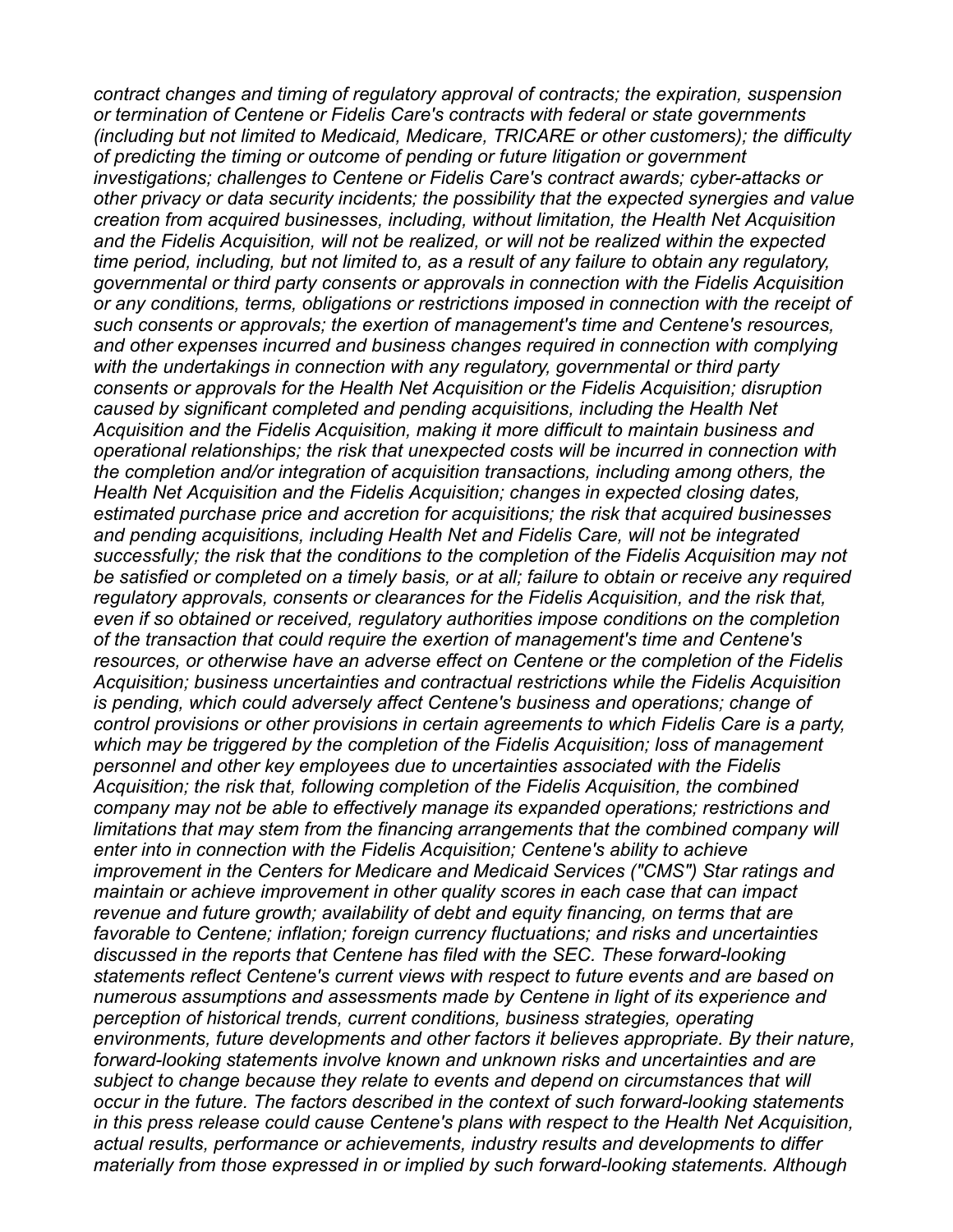*contract changes and timing of regulatory approval of contracts; the expiration, suspension or termination of Centene or Fidelis Care's contracts with federal or state governments (including but not limited to Medicaid, Medicare, TRICARE or other customers); the difficulty of predicting the timing or outcome of pending or future litigation or government investigations; challenges to Centene or Fidelis Care's contract awards; cyber-attacks or other privacy or data security incidents; the possibility that the expected synergies and value creation from acquired businesses, including, without limitation, the Health Net Acquisition and the Fidelis Acquisition, will not be realized, or will not be realized within the expected time period, including, but not limited to, as a result of any failure to obtain any regulatory, governmental or third party consents or approvals in connection with the Fidelis Acquisition or any conditions, terms, obligations or restrictions imposed in connection with the receipt of such consents or approvals; the exertion of management's time and Centene's resources, and other expenses incurred and business changes required in connection with complying with the undertakings in connection with any regulatory, governmental or third party consents or approvals for the Health Net Acquisition or the Fidelis Acquisition; disruption caused by significant completed and pending acquisitions, including the Health Net Acquisition and the Fidelis Acquisition, making it more difficult to maintain business and operational relationships; the risk that unexpected costs will be incurred in connection with the completion and/or integration of acquisition transactions, including among others, the Health Net Acquisition and the Fidelis Acquisition; changes in expected closing dates, estimated purchase price and accretion for acquisitions; the risk that acquired businesses and pending acquisitions, including Health Net and Fidelis Care, will not be integrated successfully; the risk that the conditions to the completion of the Fidelis Acquisition may not be satisfied or completed on a timely basis, or at all; failure to obtain or receive any required regulatory approvals, consents or clearances for the Fidelis Acquisition, and the risk that, even if so obtained or received, regulatory authorities impose conditions on the completion of the transaction that could require the exertion of management's time and Centene's resources, or otherwise have an adverse effect on Centene or the completion of the Fidelis Acquisition; business uncertainties and contractual restrictions while the Fidelis Acquisition is pending, which could adversely affect Centene's business and operations; change of control provisions or other provisions in certain agreements to which Fidelis Care is a party, which may be triggered by the completion of the Fidelis Acquisition; loss of management personnel and other key employees due to uncertainties associated with the Fidelis Acquisition; the risk that, following completion of the Fidelis Acquisition, the combined company may not be able to effectively manage its expanded operations; restrictions and limitations that may stem from the financing arrangements that the combined company will enter into in connection with the Fidelis Acquisition; Centene's ability to achieve improvement in the Centers for Medicare and Medicaid Services ("CMS") Star ratings and maintain or achieve improvement in other quality scores in each case that can impact revenue and future growth; availability of debt and equity financing, on terms that are favorable to Centene; inflation; foreign currency fluctuations; and risks and uncertainties discussed in the reports that Centene has filed with the SEC. These forward-looking statements reflect Centene's current views with respect to future events and are based on numerous assumptions and assessments made by Centene in light of its experience and perception of historical trends, current conditions, business strategies, operating environments, future developments and other factors it believes appropriate. By their nature, forward-looking statements involve known and unknown risks and uncertainties and are subject to change because they relate to events and depend on circumstances that will occur in the future. The factors described in the context of such forward-looking statements in this press release could cause Centene's plans with respect to the Health Net Acquisition, actual results, performance or achievements, industry results and developments to differ materially from those expressed in or implied by such forward-looking statements. Although*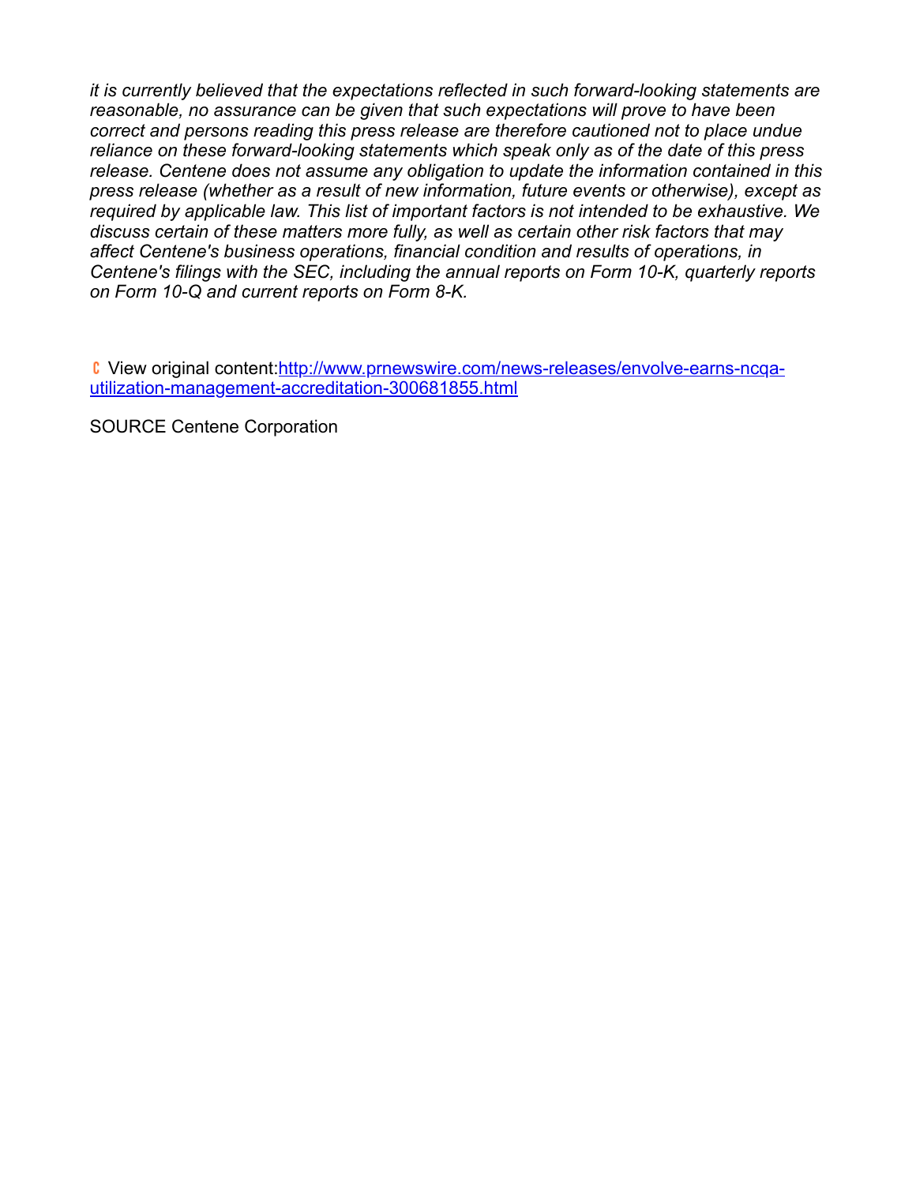*it is currently believed that the expectations reflected in such forward-looking statements are reasonable, no assurance can be given that such expectations will prove to have been correct and persons reading this press release are therefore cautioned not to place undue reliance on these forward-looking statements which speak only as of the date of this press release. Centene does not assume any obligation to update the information contained in this press release (whether as a result of new information, future events or otherwise), except as required by applicable law. This list of important factors is not intended to be exhaustive. We discuss certain of these matters more fully, as well as certain other risk factors that may affect Centene's business operations, financial condition and results of operations, in Centene's filings with the SEC, including the annual reports on Form 10-K, quarterly reports on Form 10-Q and current reports on Form 8-K.*

View original content:[http://www.prnewswire.com/news-releases/envolve-earns-ncqa-utilization-management-accreditation-300681855.html](http://www.prnewswire.com/news-releases/envolve-earns-ncqa-utilization-management-accreditation-300681855.html)

SOURCE Centene Corporation